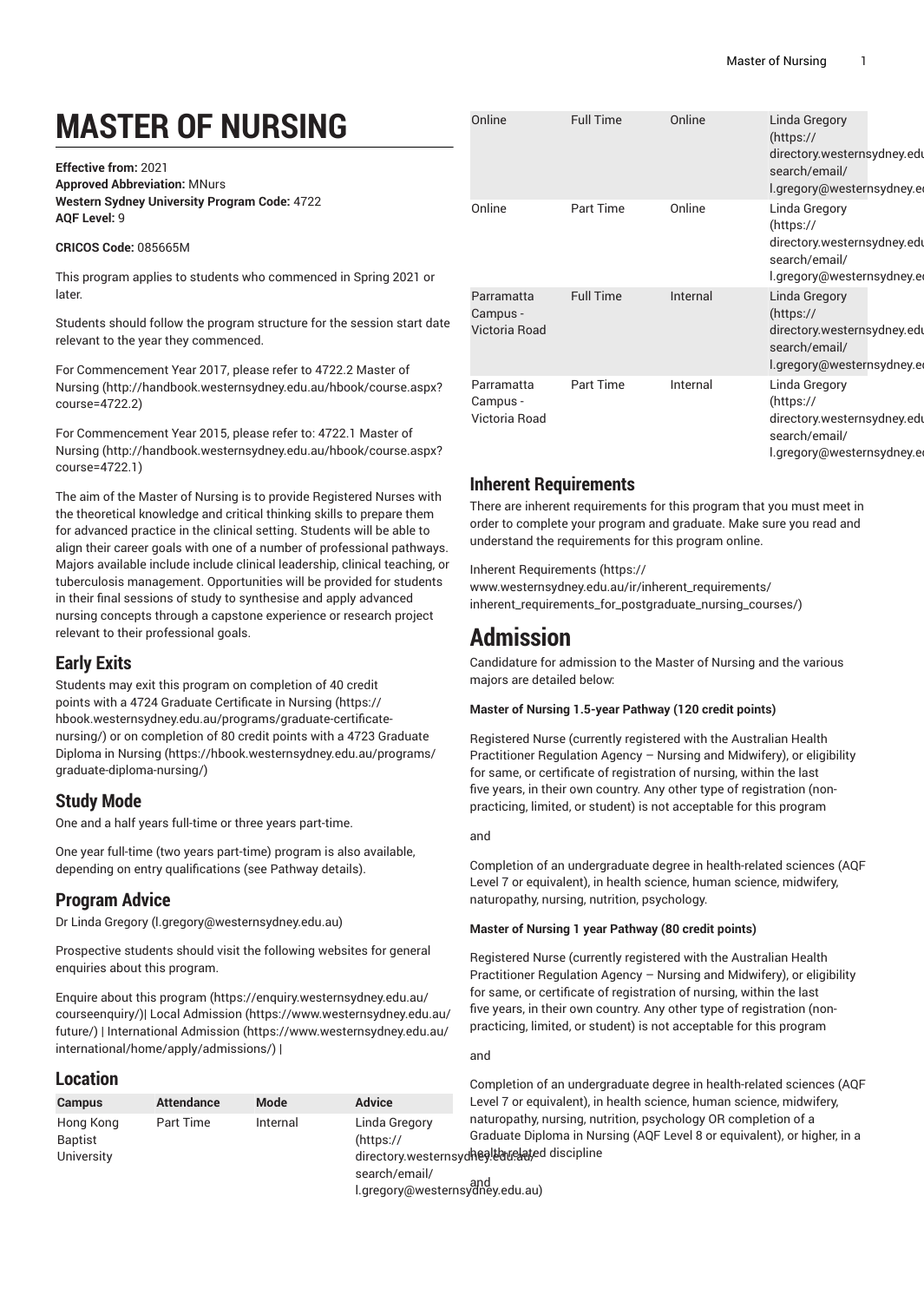# MASTER OF NURSING

**Effective from:** 2021
**Approved Abbreviation:** MNurs
**Western Sydney University Program Code:** 4722
**AQF Level:** 9

**CRICOS Code:** 085665M

This program applies to students who commenced in Spring 2021 or later.

Students should follow the program structure for the session start date relevant to the year they commenced.

For Commencement Year 2017, please refer to 4722.2 Master of Nursing (http://handbook.westernsydney.edu.au/hbook/course.aspx?course=4722.2)

For Commencement Year 2015, please refer to: 4722.1 Master of Nursing (http://handbook.westernsydney.edu.au/hbook/course.aspx?course=4722.1)

The aim of the Master of Nursing is to provide Registered Nurses with the theoretical knowledge and critical thinking skills to prepare them for advanced practice in the clinical setting. Students will be able to align their career goals with one of a number of professional pathways. Majors available include include clinical leadership, clinical teaching, or tuberculosis management. Opportunities will be provided for students in their final sessions of study to synthesise and apply advanced nursing concepts through a capstone experience or research project relevant to their professional goals.

## Early Exits

Students may exit this program on completion of 40 credit points with a 4724 Graduate Certificate in Nursing (https://hbook.westernsydney.edu.au/programs/graduate-certificate-nursing/) or on completion of 80 credit points with a 4723 Graduate Diploma in Nursing (https://hbook.westernsydney.edu.au/programs/graduate-diploma-nursing/)

## Study Mode

One and a half years full-time or three years part-time.

One year full-time (two years part-time) program is also available, depending on entry qualifications (see Pathway details).

## Program Advice

Dr Linda Gregory (l.gregory@westernsydney.edu.au)

Prospective students should visit the following websites for general enquiries about this program.

Enquire about this program (https://enquiry.westernsydney.edu.au/courseenquiry/)| Local Admission (https://www.westernsydney.edu.au/future/) | International Admission (https://www.westernsydney.edu.au/international/home/apply/admissions/) |

## Location

| Campus | Attendance | Mode | Advice |
| --- | --- | --- | --- |
| Hong Kong Baptist University | Part Time | Internal | Linda Gregory (https://directory.westernsydney.edu.au/search/email/l.gregory@westernsydney.edu.au) |
| Online | Full Time | Online | Linda Gregory (https://directory.westernsydney.edu.au/search/email/l.gregory@westernsydney.edu.au) |
| Online | Part Time | Online | Linda Gregory (https://directory.westernsydney.edu.au/search/email/l.gregory@westernsydney.edu.au) |
| Parramatta Campus - Victoria Road | Full Time | Internal | Linda Gregory (https://directory.westernsydney.edu.au/search/email/l.gregory@westernsydney.edu.au) |
| Parramatta Campus - Victoria Road | Part Time | Internal | Linda Gregory (https://directory.westernsydney.edu.au/search/email/l.gregory@westernsydney.edu.au) |

## Inherent Requirements

There are inherent requirements for this program that you must meet in order to complete your program and graduate. Make sure you read and understand the requirements for this program online.

Inherent Requirements (https://www.westernsydney.edu.au/ir/inherent_requirements/inherent_requirements_for_postgraduate_nursing_courses/)

# Admission

Candidature for admission to the Master of Nursing and the various majors are detailed below:

**Master of Nursing 1.5-year Pathway (120 credit points)**

Registered Nurse (currently registered with the Australian Health Practitioner Regulation Agency – Nursing and Midwifery), or eligibility for same, or certificate of registration of nursing, within the last five years, in their own country. Any other type of registration (non-practicing, limited, or student) is not acceptable for this program

and

Completion of an undergraduate degree in health-related sciences (AQF Level 7 or equivalent), in health science, human science, midwifery, naturopathy, nursing, nutrition, psychology.

**Master of Nursing 1 year Pathway (80 credit points)**

Registered Nurse (currently registered with the Australian Health Practitioner Regulation Agency – Nursing and Midwifery), or eligibility for same, or certificate of registration of nursing, within the last five years, in their own country. Any other type of registration (non-practicing, limited, or student) is not acceptable for this program

and

Completion of an undergraduate degree in health-related sciences (AQF Level 7 or equivalent), in health science, human science, midwifery, naturopathy, nursing, nutrition, psychology OR completion of a Graduate Diploma in Nursing (AQF Level 8 or equivalent), or higher, in a health-related discipline

and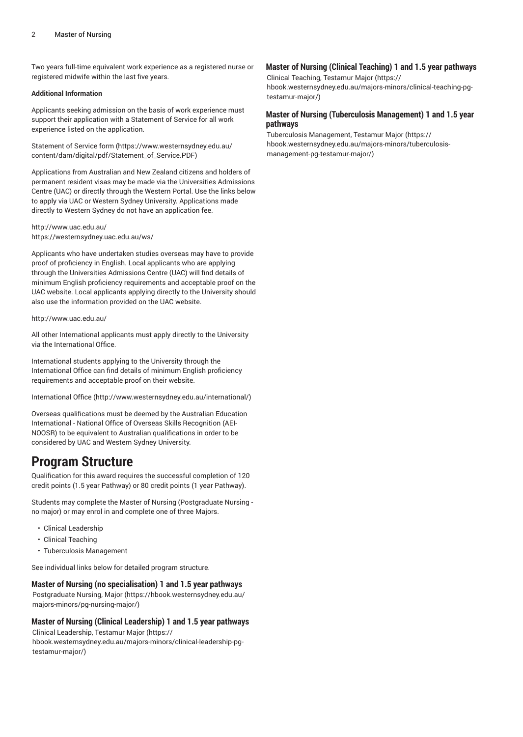Two years full-time equivalent work experience as a registered nurse or registered midwife within the last five years.

**Additional Information**

Applicants seeking admission on the basis of work experience must support their application with a Statement of Service for all work experience listed on the application.

Statement of Service form (https://www.westernsydney.edu.au/content/dam/digital/pdf/Statement_of_Service.PDF)

Applications from Australian and New Zealand citizens and holders of permanent resident visas may be made via the Universities Admissions Centre (UAC) or directly through the Western Portal. Use the links below to apply via UAC or Western Sydney University. Applications made directly to Western Sydney do not have an application fee.

http://www.uac.edu.au/
https://westernsydney.uac.edu.au/ws/

Applicants who have undertaken studies overseas may have to provide proof of proficiency in English. Local applicants who are applying through the Universities Admissions Centre (UAC) will find details of minimum English proficiency requirements and acceptable proof on the UAC website. Local applicants applying directly to the University should also use the information provided on the UAC website.

http://www.uac.edu.au/

All other International applicants must apply directly to the University via the International Office.

International students applying to the University through the International Office can find details of minimum English proficiency requirements and acceptable proof on their website.

International Office (http://www.westernsydney.edu.au/international/)

Overseas qualifications must be deemed by the Australian Education International - National Office of Overseas Skills Recognition (AEI-NOOSR) to be equivalent to Australian qualifications in order to be considered by UAC and Western Sydney University.

# Program Structure

Qualification for this award requires the successful completion of 120 credit points (1.5 year Pathway) or 80 credit points (1 year Pathway).

Students may complete the Master of Nursing (Postgraduate Nursing - no major) or may enrol in and complete one of three Majors.

- Clinical Leadership
- Clinical Teaching
- Tuberculosis Management

See individual links below for detailed program structure.

### Master of Nursing (no specialisation) 1 and 1.5 year pathways

Postgraduate Nursing, Major (https://hbook.westernsydney.edu.au/majors-minors/pg-nursing-major/)

### Master of Nursing (Clinical Leadership) 1 and 1.5 year pathways

Clinical Leadership, Testamur Major (https://hbook.westernsydney.edu.au/majors-minors/clinical-leadership-pg-testamur-major/)

### Master of Nursing (Clinical Teaching) 1 and 1.5 year pathways

Clinical Teaching, Testamur Major (https://hbook.westernsydney.edu.au/majors-minors/clinical-teaching-pg-testamur-major/)

### Master of Nursing (Tuberculosis Management) 1 and 1.5 year pathways

Tuberculosis Management, Testamur Major (https://hbook.westernsydney.edu.au/majors-minors/tuberculosis-management-pg-testamur-major/)